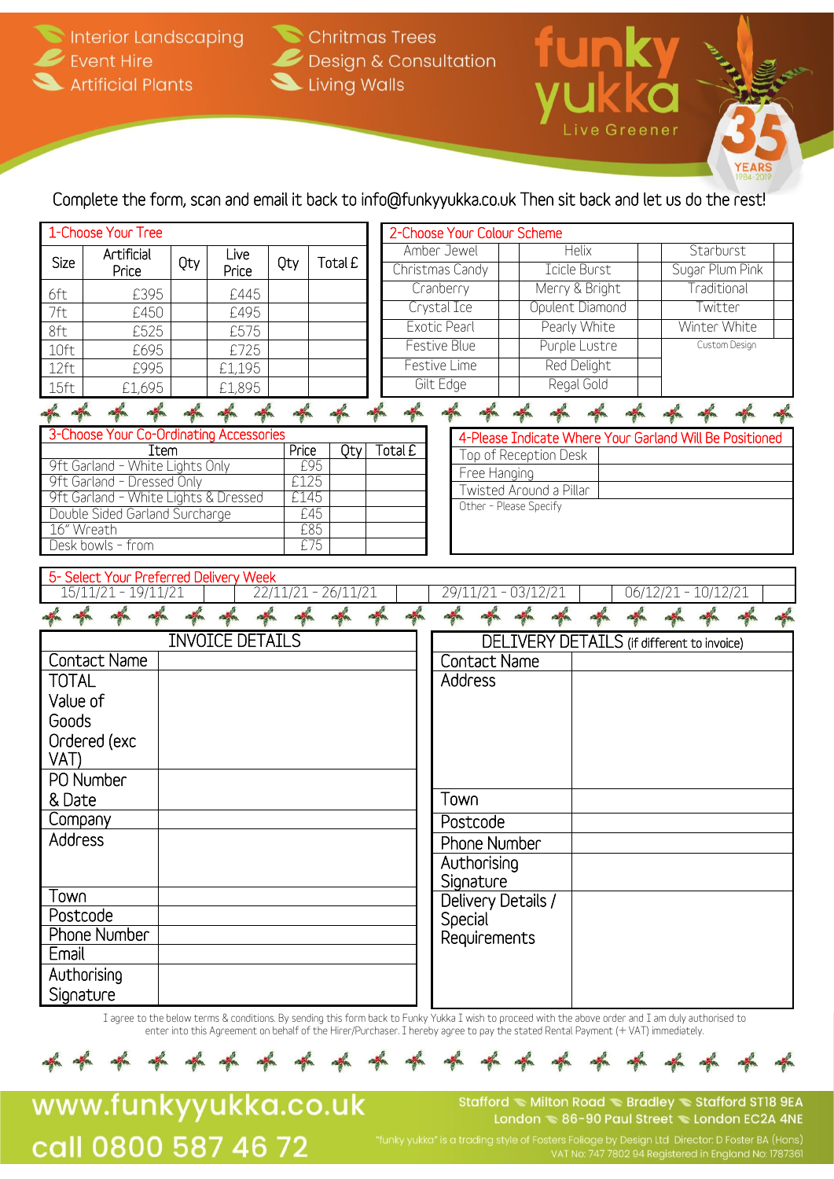Interior Landscaping
Event Hire
Artificial Plants

Chritmas Trees
Design & Consultation
Living Walls

funky yukka
Live Greener

35 YEARS 1984-2019

Complete the form, scan and email it back to info@funkyyukka.co.uk Then sit back and let us do the rest!

## 1-Choose Your Tree

| Size | Artificial Price | Qty | Live Price | Qty | Total £ |
|---|---|---|---|---|---|
| 6ft | £395 | | £445 | | |
| 7ft | £450 | | £495 | | |
| 8ft | £525 | | £575 | | |
| 10ft | £695 | | £725 | | |
| 12ft | £995 | | £1,195 | | |
| 15ft | £1,695 | | £1,895 | | |

## 2-Choose Your Colour Scheme

| | | | | | |
|---|---|---|---|---|---|
| Amber Jewel | | Helix | | Starburst | |
| Christmas Candy | | Icicle Burst | | Sugar Plum Pink | |
| Cranberry | | Merry & Bright | | Traditional | |
| Crystal Ice | | Opulent Diamond | | Twitter | |
| Exotic Pearl | | Pearly White | | Winter White | |
| Festive Blue | | Purple Lustre | | Custom Design | |
| Festive Lime | | Red Delight | | | |
| Gilt Edge | | Regal Gold | | | |

## 3-Choose Your Co-Ordinating Accessories

| Item | Price | Qty | Total £ |
|---|---|---|---|
| 9ft Garland - White Lights Only | £95 | | |
| 9ft Garland - Dressed Only | £125 | | |
| 9ft Garland - White Lights & Dressed | £145 | | |
| Double Sided Garland Surcharge | £45 | | |
| 16" Wreath | £85 | | |
| Desk bowls - from | £75 | | |

## 4-Please Indicate Where Your Garland Will Be Positioned

| | |
|---|---|
| Top of Reception Desk | |
| Free Hanging | |
| Twisted Around a Pillar | |
| Other - Please Specify | |

## 5- Select Your Preferred Delivery Week

| | | | | | | | |
|---|---|---|---|---|---|---|---|
| 15/11/21 - 19/11/21 | | 22/11/21 - 26/11/21 | | 29/11/21 - 03/12/21 | | 06/12/21 - 10/12/21 | |

## INVOICE DETAILS

| | |
|---|---|
| Contact Name | |
| TOTAL Value of Goods Ordered (exc VAT) | |
| PO Number & Date | |
| Company | |
| Address | |
| Town | |
| Postcode | |
| Phone Number | |
| Email | |
| Authorising Signature | |

## DELIVERY DETAILS (if different to invoice)

| | |
|---|---|
| Contact Name | |
| Address | |
| Town | |
| Postcode | |
| Phone Number | |
| Authorising Signature | |
| Delivery Details / Special Requirements | |

I agree to the below terms & conditions. By sending this form back to Funky Yukka I wish to proceed with the above order and I am duly authorised to enter into this Agreement on behalf of the Hirer/Purchaser. I hereby agree to pay the stated Rental Payment (+ VAT) immediately.

www.funkyyukka.co.uk
call 0800 587 46 72

Stafford · Milton Road · Bradley · Stafford ST18 9EA
London · 86-90 Paul Street · London EC2A 4NE

"funky yukka" is a trading style of Fosters Foliage by Design Ltd Director: D Foster BA (Hons)
VAT No: 747 7802 94 Registered in England No: 1787361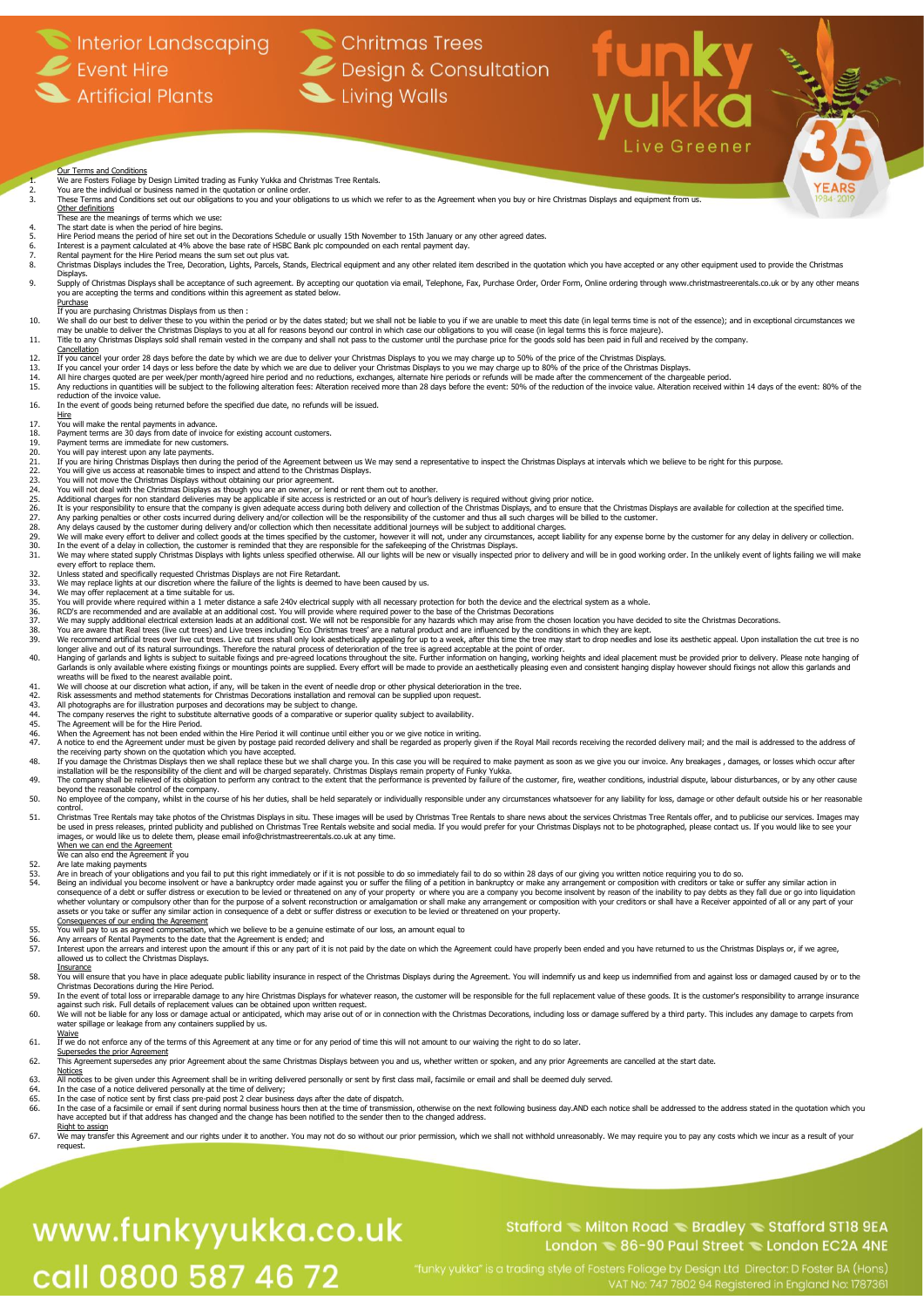Interior Landscaping
Event Hire
Artificial Plants

Chritmas Trees
Design & Consultation
Living Walls

funky yukka
Live Greener

35 YEARS 1984-2019

## Our Terms and Conditions

1. We are Fosters Foliage by Design Limited trading as Funky Yukka and Christmas Tree Rentals.
2. You are the individual or business named in the quotation or online order.
3. These Terms and Conditions set out our obligations to you and your obligations to us which we refer to as the Agreement when you buy or hire Christmas Displays and equipment from us.

### Other definitions

These are the meanings of terms which we use:

4. The start date is when the period of hire begins.
5. Hire Period means the period of hire set out in the Decorations Schedule or usually 15th November to 15th January or any other agreed dates.
6. Interest is a payment calculated at 4% above the base rate of HSBC Bank plc compounded on each rental payment day.
7. Rental payment for the Hire Period means the sum set out plus vat.
8. Christmas Displays includes the Tree, Decoration, Lights, Parcels, Stands, Electrical equipment and any other related item described in the quotation which you have accepted or any other equipment used to provide the Christmas Displays.
9. Supply of Christmas Displays shall be acceptance of such agreement. By accepting our quotation via email, Telephone, Fax, Purchase Order, Order Form, Online ordering through www.christmastreerentals.co.uk or by any other means you are accepting the terms and conditions within this agreement as stated below.

### Purchase

If you are purchasing Christmas Displays from us then :

10. We shall do our best to deliver these to you within the period or by the dates stated; but we shall not be liable to you if we are unable to meet this date (in legal terms time is not of the essence); and in exceptional circumstances we may be unable to deliver the Christmas Displays to you at all for reasons beyond our control in which case our obligations to you will cease (in legal terms this is force majeure).
11. Title to any Christmas Displays sold shall remain vested in the company and shall not pass to the customer until the purchase price for the goods sold has been paid in full and received by the company.

### Cancellation

12. If you cancel your order 28 days before the date by which we are due to deliver your Christmas Displays to you we may charge up to 50% of the price of the Christmas Displays.
13. If you cancel your order 14 days or less before the date by which we are due to deliver your Christmas Displays to you we may charge up to 80% of the price of the Christmas Displays.
14. All hire charges quoted are per week/per month/agreed hire period and no reductions, exchanges, alternate hire periods or refunds will be made after the commencement of the chargeable period.
15. Any reductions in quantities will be subject to the following alteration fees: Alteration received more than 28 days before the event: 50% of the reduction of the invoice value. Alteration received within 14 days of the event: 80% of the reduction of the invoice value.
16. In the event of goods being returned before the specified due date, no refunds will be issued.

### Hire

17. You will make the rental payments in advance.
18. Payment terms are 30 days from date of invoice for existing account customers.
19. Payment terms are immediate for new customers.
20. You will pay interest upon any late payments.
21. If you are hiring Christmas Displays then during the period of the Agreement between us We may send a representative to inspect the Christmas Displays at intervals which we believe to be right for this purpose.
22. You will give us access at reasonable times to inspect and attend to the Christmas Displays.
23. You will not move the Christmas Displays without obtaining our prior agreement.
24. You will not deal with the Christmas Displays as though you are an owner, or lend or rent them out to another.
25. Additional charges for non standard deliveries may be applicable if site access is restricted or an out of hour's delivery is required without giving prior notice.
26. It is your responsibility to ensure that the company is given adequate access during both delivery and collection of the Christmas Displays, and to ensure that the Christmas Displays are available for collection at the specified time.
27. Any parking penalties or other costs incurred during delivery and/or collection will be the responsibility of the customer and thus all such charges will be billed to the customer.
28. Any delays caused by the customer during delivery and/or collection which then necessitate additional journeys will be subject to additional charges.
29. We will make every effort to deliver and collect goods at the times specified by the customer, however it will not, under any circumstances, accept liability for any expense borne by the customer for any delay in delivery or collection.
30. In the event of a delay in collection, the customer is reminded that they are responsible for the safekeeping of the Christmas Displays.
31. We may where stated supply Christmas Displays with lights unless specified otherwise. All our lights will be new or visually inspected prior to delivery and will be in good working order. In the unlikely event of lights failing we will make every effort to replace them.
32. Unless stated and specifically requested Christmas Displays are not Fire Retardant.
33. We may replace lights at our discretion where the failure of the lights is deemed to have been caused by us.
34. We may offer replacement at a time suitable for us.
35. You will provide where required within a 1 meter distance a safe 240v electrical supply with all necessary protection for both the device and the electrical system as a whole.
36. RCD's are recommended and are available at an additional cost. You will provide where required power to the base of the Christmas Decorations
37. We may supply additional electrical extension leads at an additional cost. We will not be responsible for any hazards which may arise from the chosen location you have decided to site the Christmas Decorations.
38. You are aware that Real trees (live cut trees) and Live trees including 'Eco Christmas trees' are a natural product and are influenced by the conditions in which they are kept.
39. We recommend artificial trees over live cut trees. Live cut trees shall only look aesthetically appealing for up to a week, after this time the tree may start to drop needles and lose its aesthetic appeal. Upon installation the cut tree is no longer alive and out of its natural surroundings. Therefore the natural process of deterioration of the tree is agreed acceptable at the point of order.
40. Hanging of garlands and lights is subject to suitable fixings and pre-agreed locations throughout the site. Further information on hanging, working heights and ideal placement must be provided prior to delivery. Please note hanging of Garlands is only available where existing fixings or mountings points are supplied. Every effort will be made to provide an aesthetically pleasing even and consistent hanging display however should fixings not allow this garlands and wreaths will be fixed to the nearest available point.
41. We will choose at our discretion what action, if any, will be taken in the event of needle drop or other physical deterioration in the tree.
42. Risk assessments and method statements for Christmas Decorations installation and removal can be supplied upon request.
43. All photographs are for illustration purposes and decorations may be subject to change.
44. The company reserves the right to substitute alternative goods of a comparative or superior quality subject to availability.
45. The Agreement will be for the Hire Period.
46. When the Agreement has not been ended within the Hire Period it will continue until either you or we give notice in writing.
47. A notice to end the Agreement under must be given by postage paid recorded delivery and shall be regarded as properly given if the Royal Mail records receiving the recorded delivery mail; and the mail is addressed to the address of the receiving party shown on the quotation which you have accepted.
48. If you damage the Christmas Displays then we shall replace these but we shall charge you. In this case you will be required to make payment as soon as we give you our invoice. Any breakages , damages, or losses which occur after installation will be the responsibility of the client and will be charged separately. Christmas Displays remain property of Funky Yukka.
49. The company shall be relieved of its obligation to perform any contract to the extent that the performance is prevented by failure of the customer, fire, weather conditions, industrial dispute, labour disturbances, or by any other cause beyond the reasonable control of the company.
50. No employee of the company, whilst in the course of his her duties, shall be held separately or individually responsible under any circumstances whatsoever for any liability for loss, damage or other default outside his or her reasonable control.
51. Christmas Tree Rentals may take photos of the Christmas Displays in situ. These images will be used by Christmas Tree Rentals to share news about the services Christmas Tree Rentals offer, and to publicise our services. Images may be used in press releases, printed publicity and published on Christmas Tree Rentals website and social media. If you would prefer for your Christmas Displays not to be photographed, please contact us. If you would like to see your images, or would like us to delete them, please email info@christmastreerentals.co.uk at any time.

### When we can end the Agreement

We can also end the Agreement if you

52. Are late making payments
53. Are in breach of your obligations and you fail to put this right immediately or if it is not possible to do so immediately fail to do so within 28 days of our giving you written notice requiring you to do so.
54. Being an individual you become insolvent or have a bankruptcy order made against you or suffer the filing of a petition in bankruptcy or make any arrangement or composition with creditors or take or suffer any similar action in consequence of a debt or suffer distress or execution to be levied or threatened on any of your property or where you are a company you become insolvent by reason of the inability to pay debts as they fall due or go into liquidation whether voluntary or compulsory other than for the purpose of a solvent reconstruction or amalgamation or shall make any arrangement or composition with your creditors or shall have a Receiver appointed of all or any part of your assets or you take or suffer any similar action in consequence of a debt or suffer distress or execution to be levied or threatened on your property.

### Consequences of our ending the Agreement

55. You will pay to us as agreed compensation, which we believe to be a genuine estimate of our loss, an amount equal to
56. Any arrears of Rental Payments to the date that the Agreement is ended; and
57. Interest upon the arrears and interest upon the amount if this or any part of it is not paid by the date on which the Agreement could have properly been ended and you have returned to us the Christmas Displays or, if we agree, allowed us to collect the Christmas Displays.

### Insurance

58. You will ensure that you have in place adequate public liability insurance in respect of the Christmas Displays during the Agreement. You will indemnify us and keep us indemnified from and against loss or damaged caused by or to the Christmas Decorations during the Hire Period.
59. In the event of total loss or irreparable damage to any hire Christmas Displays for whatever reason, the customer will be responsible for the full replacement value of these goods. It is the customer's responsibility to arrange insurance against such risk. Full details of replacement values can be obtained upon written request.
60. We will not be liable for any loss or damage actual or anticipated, which may arise out of or in connection with the Christmas Decorations, including loss or damage suffered by a third party. This includes any damage to carpets from water spillage or leakage from any containers supplied by us.

### Waive

61. If we do not enforce any of the terms of this Agreement at any time or for any period of time this will not amount to our waiving the right to do so later.

### Supersedes the prior Agreement

62. This Agreement supersedes any prior Agreement about the same Christmas Displays between you and us, whether written or spoken, and any prior Agreements are cancelled at the start date.

### Notices

63. All notices to be given under this Agreement shall be in writing delivered personally or sent by first class mail, facsimile or email and shall be deemed duly served.
64. In the case of a notice delivered personally at the time of delivery;
65. In the case of notice sent by first class pre-paid post 2 clear business days after the date of dispatch.
66. In the case of a facsimile or email if sent during normal business hours then at the time of transmission, otherwise on the next following business day.AND each notice shall be addressed to the address stated in the quotation which you have accepted but if that address has changed and the change has been notified to the sender then to the changed address.

### Right to assign

67. We may transfer this Agreement and our rights under it to another. You may not do so without our prior permission, which we shall not withhold unreasonably. We may require you to pay any costs which we incur as a result of your request.

www.funkyyukka.co.uk
call 0800 587 46 72

Stafford – Milton Road – Bradley – Stafford ST18 9EA
London – 86-90 Paul Street – London EC2A 4NE

"funky yukka" is a trading style of Fosters Foliage by Design Ltd Director: D Foster BA (Hons)
VAT No: 747 7802 94 Registered in England No: 1787361